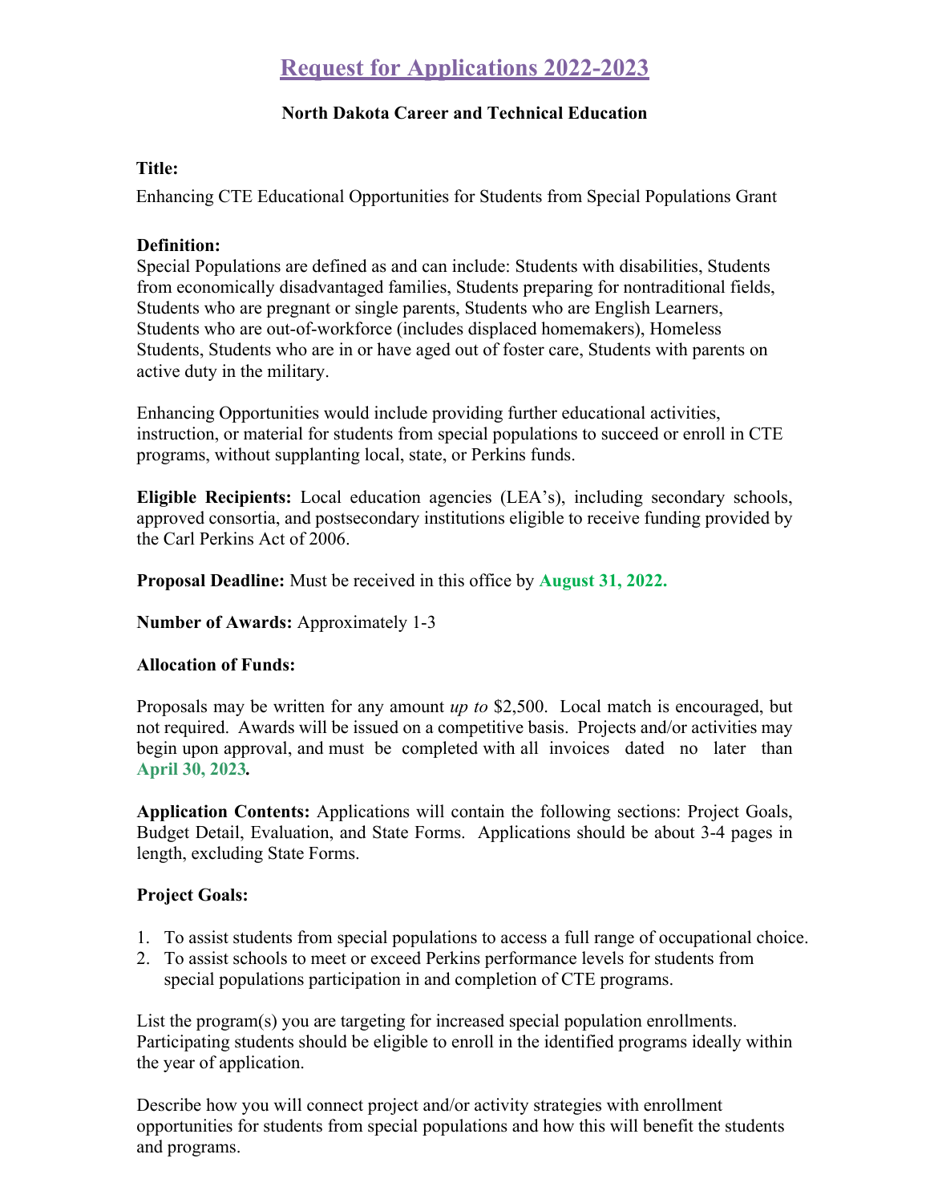# Request for Applications 2022-2023

**North Dakota Career and Technical Education**

**Title:**

Enhancing CTE Educational Opportunities for Students from Special Populations Grant

**Definition:**
Special Populations are defined as and can include: Students with disabilities, Students from economically disadvantaged families, Students preparing for nontraditional fields, Students who are pregnant or single parents, Students who are English Learners, Students who are out-of-workforce (includes displaced homemakers), Homeless Students, Students who are in or have aged out of foster care, Students with parents on active duty in the military.

Enhancing Opportunities would include providing further educational activities, instruction, or material for students from special populations to succeed or enroll in CTE programs, without supplanting local, state, or Perkins funds.

**Eligible Recipients:** Local education agencies (LEA's), including secondary schools, approved consortia, and postsecondary institutions eligible to receive funding provided by the Carl Perkins Act of 2006.

**Proposal Deadline:** Must be received in this office by **August 31, 2022.**

**Number of Awards:** Approximately 1-3

**Allocation of Funds:**

Proposals may be written for any amount *up to* $2,500. Local match is encouraged, but not required. Awards will be issued on a competitive basis. Projects and/or activities may begin upon approval, and must be completed with all invoices dated no later than **April 30, 2023.**

**Application Contents:** Applications will contain the following sections: Project Goals, Budget Detail, Evaluation, and State Forms. Applications should be about 3-4 pages in length, excluding State Forms.

**Project Goals:**

1. To assist students from special populations to access a full range of occupational choice.
2. To assist schools to meet or exceed Perkins performance levels for students from special populations participation in and completion of CTE programs.

List the program(s) you are targeting for increased special population enrollments. Participating students should be eligible to enroll in the identified programs ideally within the year of application.

Describe how you will connect project and/or activity strategies with enrollment opportunities for students from special populations and how this will benefit the students and programs.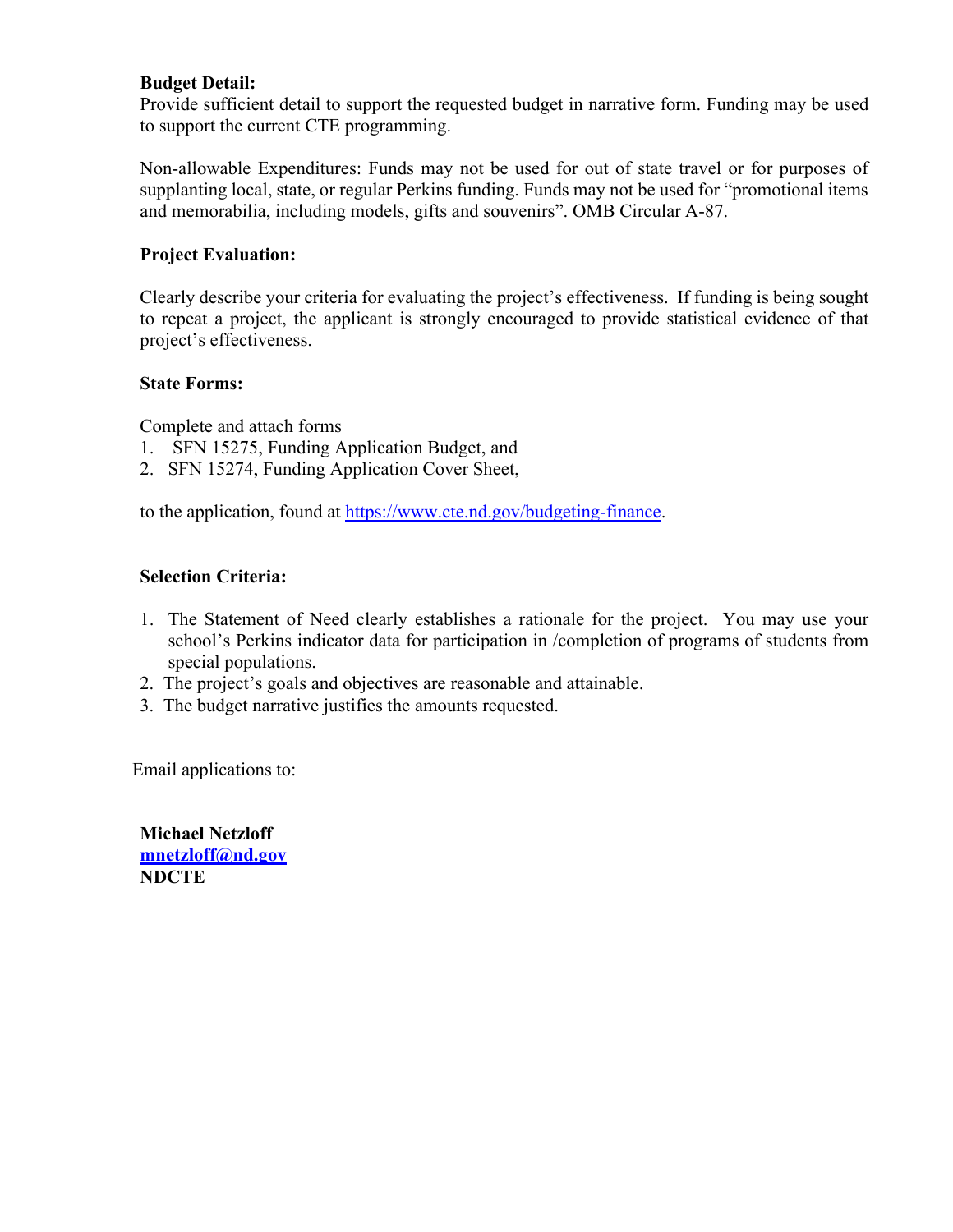**Budget Detail:**
Provide sufficient detail to support the requested budget in narrative form. Funding may be used to support the current CTE programming.

Non-allowable Expenditures: Funds may not be used for out of state travel or for purposes of supplanting local, state, or regular Perkins funding. Funds may not be used for "promotional items and memorabilia, including models, gifts and souvenirs". OMB Circular A-87.

**Project Evaluation:**

Clearly describe your criteria for evaluating the project's effectiveness. If funding is being sought to repeat a project, the applicant is strongly encouraged to provide statistical evidence of that project's effectiveness.

**State Forms:**

Complete and attach forms
1. SFN 15275, Funding Application Budget, and
2. SFN 15274, Funding Application Cover Sheet,

to the application, found at https://www.cte.nd.gov/budgeting-finance.

**Selection Criteria:**

1. The Statement of Need clearly establishes a rationale for the project. You may use your school's Perkins indicator data for participation in /completion of programs of students from special populations.
2. The project's goals and objectives are reasonable and attainable.
3. The budget narrative justifies the amounts requested.

Email applications to:

**Michael Netzloff**
**mnetzloff@nd.gov**
**NDCTE**